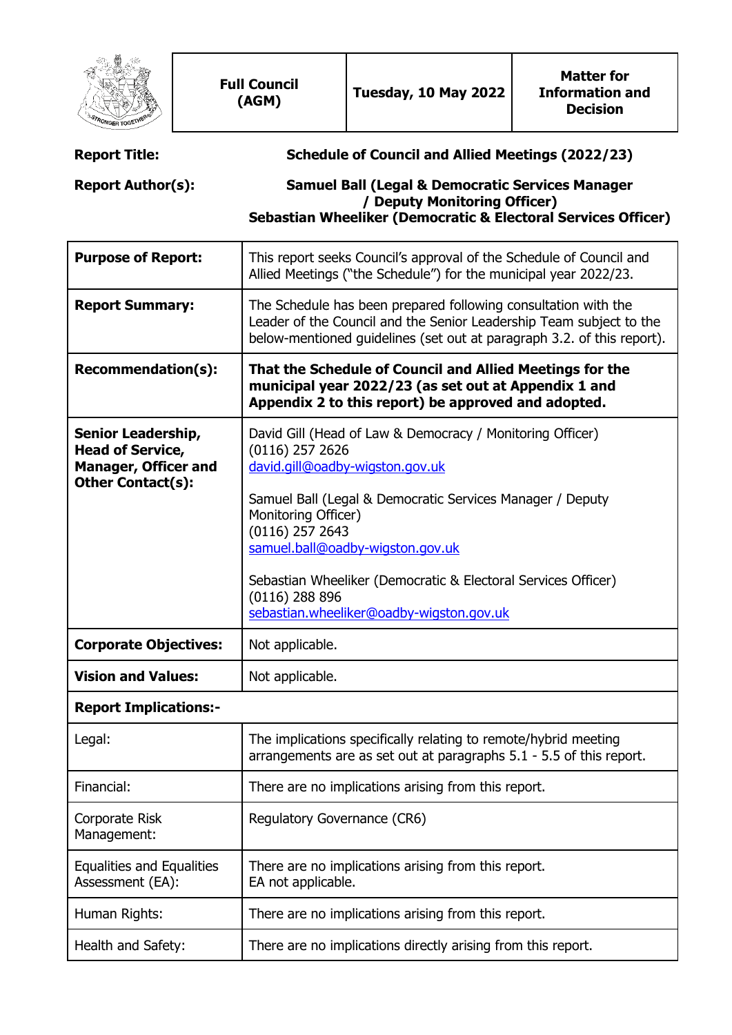| Full Council (AGM) | Tuesday, 10 May 2022 | Matter for Information and Decision |
|---|---|---|

**Report Title:** **Schedule of Council and Allied Meetings (2022/23)**

**Report Author(s):** **Samuel Ball (Legal & Democratic Services Manager / Deputy Monitoring Officer)**
**Sebastian Wheeliker (Democratic & Electoral Services Officer)**

| | |
|---|---|
| **Purpose of Report:** | This report seeks Council's approval of the Schedule of Council and Allied Meetings ("the Schedule") for the municipal year 2022/23. |
| **Report Summary:** | The Schedule has been prepared following consultation with the Leader of the Council and the Senior Leadership Team subject to the below-mentioned guidelines (set out at paragraph 3.2. of this report). |
| **Recommendation(s):** | **That the Schedule of Council and Allied Meetings for the municipal year 2022/23 (as set out at Appendix 1 and Appendix 2 to this report) be approved and adopted.** |
| **Senior Leadership, Head of Service, Manager, Officer and Other Contact(s):** | David Gill (Head of Law & Democracy / Monitoring Officer)<br>(0116) 257 2626<br>david.gill@oadby-wigston.gov.uk<br><br>Samuel Ball (Legal & Democratic Services Manager / Deputy Monitoring Officer)<br>(0116) 257 2643<br>samuel.ball@oadby-wigston.gov.uk<br><br>Sebastian Wheeliker (Democratic & Electoral Services Officer)<br>(0116) 288 896<br>sebastian.wheeliker@oadby-wigston.gov.uk |
| **Corporate Objectives:** | Not applicable. |
| **Vision and Values:** | Not applicable. |
| **Report Implications:-** | |
| Legal: | The implications specifically relating to remote/hybrid meeting arrangements are as set out at paragraphs 5.1 - 5.5 of this report. |
| Financial: | There are no implications arising from this report. |
| Corporate Risk Management: | Regulatory Governance (CR6) |
| Equalities and Equalities Assessment (EA): | There are no implications arising from this report.<br>EA not applicable. |
| Human Rights: | There are no implications arising from this report. |
| Health and Safety: | There are no implications directly arising from this report. |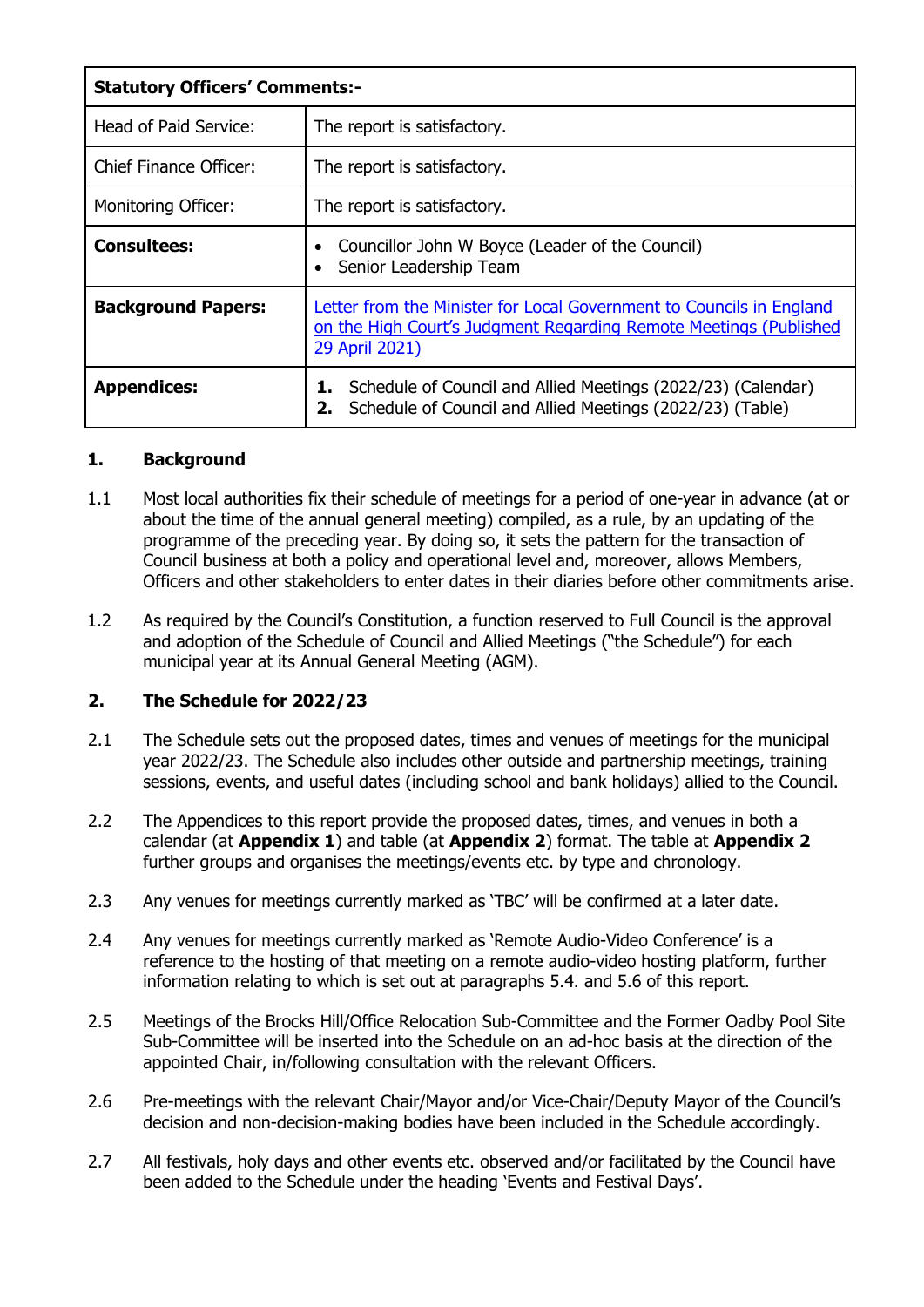| **Statistical Officers' Comments:-** | |
|---|---|
| Head of Paid Service: | The report is satisfactory. |
| Chief Finance Officer: | The report is satisfactory. |
| Monitoring Officer: | The report is satisfactory. |
| **Consultees:** | • Councillor John W Boyce (Leader of the Council)<br>• Senior Leadership Team |
| **Background Papers:** | [Letter from the Minister for Local Government to Councils in England on the High Court's Judgment Regarding Remote Meetings (Published 29 April 2021)]() |
| **Appendices:** | **1.** Schedule of Council and Allied Meetings (2022/23) (Calendar)<br>**2.** Schedule of Council and Allied Meetings (2022/23) (Table) |

## 1. Background

1.1 Most local authorities fix their schedule of meetings for a period of one-year in advance (at or about the time of the annual general meeting) compiled, as a rule, by an updating of the programme of the preceding year. By doing so, it sets the pattern for the transaction of Council business at both a policy and operational level and, moreover, allows Members, Officers and other stakeholders to enter dates in their diaries before other commitments arise.

1.2 As required by the Council's Constitution, a function reserved to Full Council is the approval and adoption of the Schedule of Council and Allied Meetings ("the Schedule") for each municipal year at its Annual General Meeting (AGM).

## 2. The Schedule for 2022/23

2.1 The Schedule sets out the proposed dates, times and venues of meetings for the municipal year 2022/23. The Schedule also includes other outside and partnership meetings, training sessions, events, and useful dates (including school and bank holidays) allied to the Council.

2.2 The Appendices to this report provide the proposed dates, times, and venues in both a calendar (at **Appendix 1**) and table (at **Appendix 2**) format. The table at **Appendix 2** further groups and organises the meetings/events etc. by type and chronology.

2.3 Any venues for meetings currently marked as 'TBC' will be confirmed at a later date.

2.4 Any venues for meetings currently marked as 'Remote Audio-Video Conference' is a reference to the hosting of that meeting on a remote audio-video hosting platform, further information relating to which is set out at paragraphs 5.4. and 5.6 of this report.

2.5 Meetings of the Brocks Hill/Office Relocation Sub-Committee and the Former Oadby Pool Site Sub-Committee will be inserted into the Schedule on an ad-hoc basis at the direction of the appointed Chair, in/following consultation with the relevant Officers.

2.6 Pre-meetings with the relevant Chair/Mayor and/or Vice-Chair/Deputy Mayor of the Council's decision and non-decision-making bodies have been included in the Schedule accordingly.

2.7 All festivals, holy days and other events etc. observed and/or facilitated by the Council have been added to the Schedule under the heading 'Events and Festival Days'.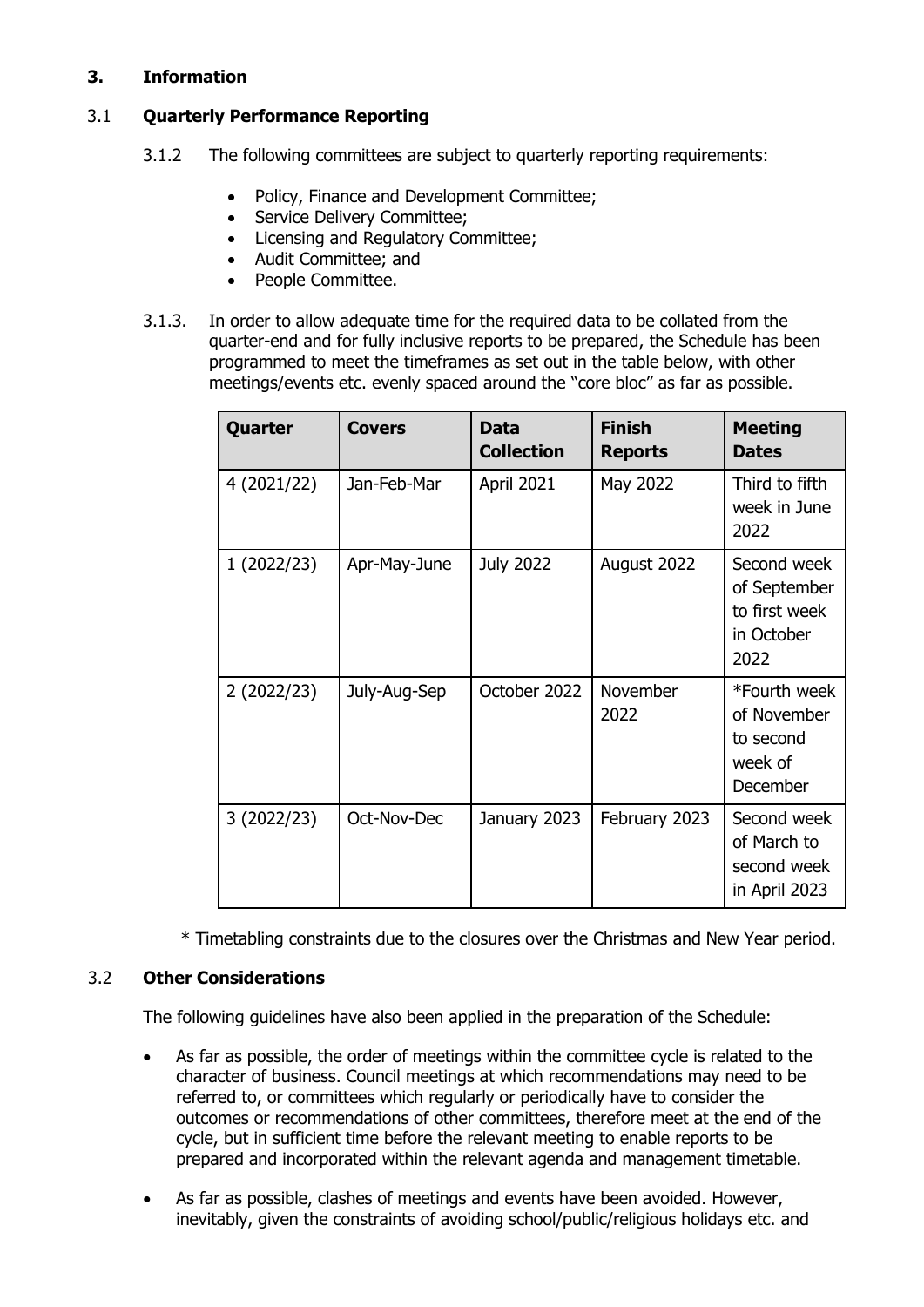## 3. Information

### 3.1 Quarterly Performance Reporting

3.1.2 The following committees are subject to quarterly reporting requirements:

- Policy, Finance and Development Committee;
- Service Delivery Committee;
- Licensing and Regulatory Committee;
- Audit Committee; and
- People Committee.

3.1.3. In order to allow adequate time for the required data to be collated from the quarter-end and for fully inclusive reports to be prepared, the Schedule has been programmed to meet the timeframes as set out in the table below, with other meetings/events etc. evenly spaced around the "core bloc" as far as possible.

| Quarter | Covers | Data Collection | Finish Reports | Meeting Dates |
|---|---|---|---|---|
| 4 (2021/22) | Jan-Feb-Mar | April 2021 | May 2022 | Third to fifth week in June 2022 |
| 1 (2022/23) | Apr-May-June | July 2022 | August 2022 | Second week of September to first week in October 2022 |
| 2 (2022/23) | July-Aug-Sep | October 2022 | November 2022 | *Fourth week of November to second week of December |
| 3 (2022/23) | Oct-Nov-Dec | January 2023 | February 2023 | Second week of March to second week in April 2023 |

\* Timetabling constraints due to the closures over the Christmas and New Year period.

### 3.2 Other Considerations

The following guidelines have also been applied in the preparation of the Schedule:

- As far as possible, the order of meetings within the committee cycle is related to the character of business. Council meetings at which recommendations may need to be referred to, or committees which regularly or periodically have to consider the outcomes or recommendations of other committees, therefore meet at the end of the cycle, but in sufficient time before the relevant meeting to enable reports to be prepared and incorporated within the relevant agenda and management timetable.
- As far as possible, clashes of meetings and events have been avoided. However, inevitably, given the constraints of avoiding school/public/religious holidays etc. and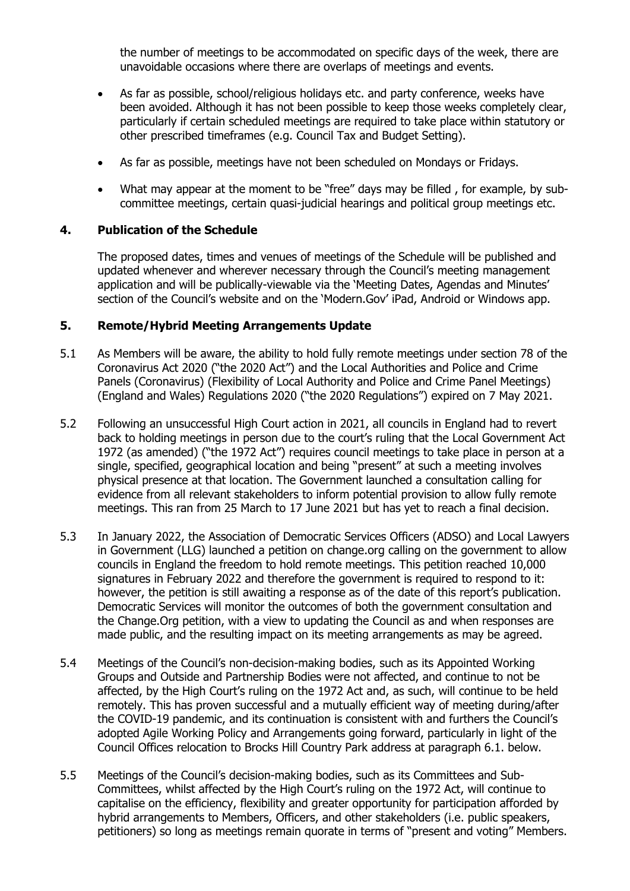the number of meetings to be accommodated on specific days of the week, there are unavoidable occasions where there are overlaps of meetings and events.

- As far as possible, school/religious holidays etc. and party conference, weeks have been avoided. Although it has not been possible to keep those weeks completely clear, particularly if certain scheduled meetings are required to take place within statutory or other prescribed timeframes (e.g. Council Tax and Budget Setting).
- As far as possible, meetings have not been scheduled on Mondays or Fridays.
- What may appear at the moment to be "free" days may be filled , for example, by sub-committee meetings, certain quasi-judicial hearings and political group meetings etc.

## 4. Publication of the Schedule

The proposed dates, times and venues of meetings of the Schedule will be published and updated whenever and wherever necessary through the Council's meeting management application and will be publically-viewable via the 'Meeting Dates, Agendas and Minutes' section of the Council's website and on the 'Modern.Gov' iPad, Android or Windows app.

## 5. Remote/Hybrid Meeting Arrangements Update

5.1 As Members will be aware, the ability to hold fully remote meetings under section 78 of the Coronavirus Act 2020 ("the 2020 Act") and the Local Authorities and Police and Crime Panels (Coronavirus) (Flexibility of Local Authority and Police and Crime Panel Meetings) (England and Wales) Regulations 2020 ("the 2020 Regulations") expired on 7 May 2021.

5.2 Following an unsuccessful High Court action in 2021, all councils in England had to revert back to holding meetings in person due to the court's ruling that the Local Government Act 1972 (as amended) ("the 1972 Act") requires council meetings to take place in person at a single, specified, geographical location and being "present" at such a meeting involves physical presence at that location. The Government launched a consultation calling for evidence from all relevant stakeholders to inform potential provision to allow fully remote meetings. This ran from 25 March to 17 June 2021 but has yet to reach a final decision.

5.3 In January 2022, the Association of Democratic Services Officers (ADSO) and Local Lawyers in Government (LLG) launched a petition on change.org calling on the government to allow councils in England the freedom to hold remote meetings. This petition reached 10,000 signatures in February 2022 and therefore the government is required to respond to it: however, the petition is still awaiting a response as of the date of this report's publication. Democratic Services will monitor the outcomes of both the government consultation and the Change.Org petition, with a view to updating the Council as and when responses are made public, and the resulting impact on its meeting arrangements as may be agreed.

5.4 Meetings of the Council's non-decision-making bodies, such as its Appointed Working Groups and Outside and Partnership Bodies were not affected, and continue to not be affected, by the High Court's ruling on the 1972 Act and, as such, will continue to be held remotely. This has proven successful and a mutually efficient way of meeting during/after the COVID-19 pandemic, and its continuation is consistent with and furthers the Council's adopted Agile Working Policy and Arrangements going forward, particularly in light of the Council Offices relocation to Brocks Hill Country Park address at paragraph 6.1. below.

5.5 Meetings of the Council's decision-making bodies, such as its Committees and Sub-Committees, whilst affected by the High Court's ruling on the 1972 Act, will continue to capitalise on the efficiency, flexibility and greater opportunity for participation afforded by hybrid arrangements to Members, Officers, and other stakeholders (i.e. public speakers, petitioners) so long as meetings remain quorate in terms of "present and voting" Members.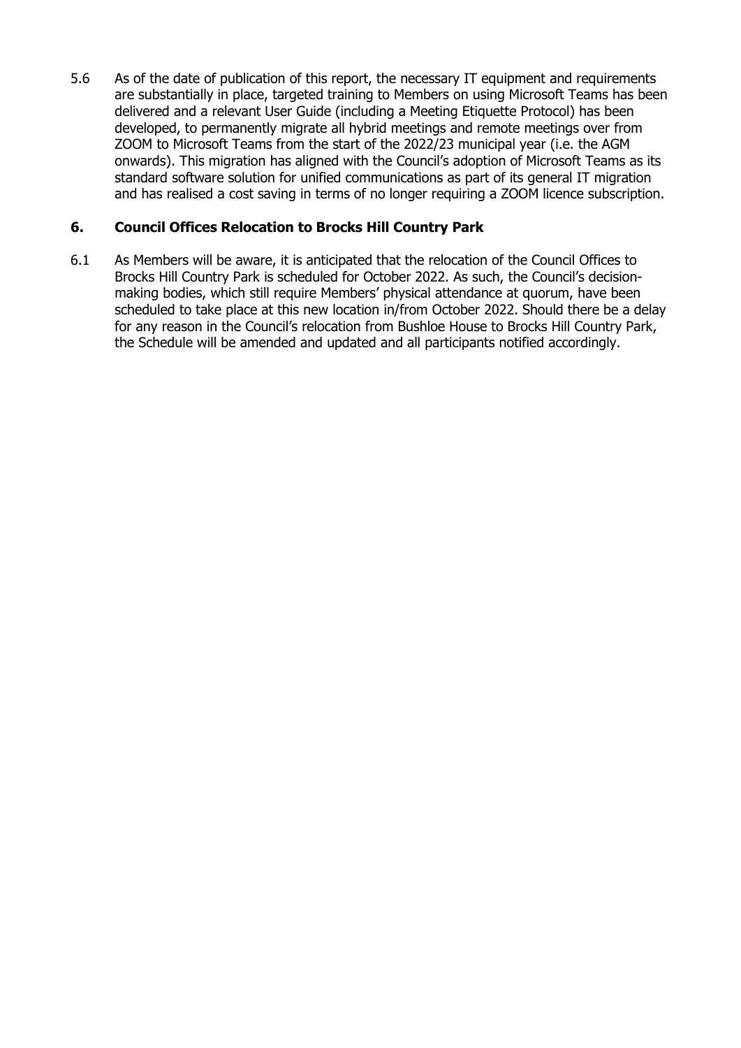5.6 As of the date of publication of this report, the necessary IT equipment and requirements are substantially in place, targeted training to Members on using Microsoft Teams has been delivered and a relevant User Guide (including a Meeting Etiquette Protocol) has been developed, to permanently migrate all hybrid meetings and remote meetings over from ZOOM to Microsoft Teams from the start of the 2022/23 municipal year (i.e. the AGM onwards). This migration has aligned with the Council's adoption of Microsoft Teams as its standard software solution for unified communications as part of its general IT migration and has realised a cost saving in terms of no longer requiring a ZOOM licence subscription.

## 6. Council Offices Relocation to Brocks Hill Country Park

6.1 As Members will be aware, it is anticipated that the relocation of the Council Offices to Brocks Hill Country Park is scheduled for October 2022. As such, the Council's decision-making bodies, which still require Members' physical attendance at quorum, have been scheduled to take place at this new location in/from October 2022. Should there be a delay for any reason in the Council's relocation from Bushloe House to Brocks Hill Country Park, the Schedule will be amended and updated and all participants notified accordingly.